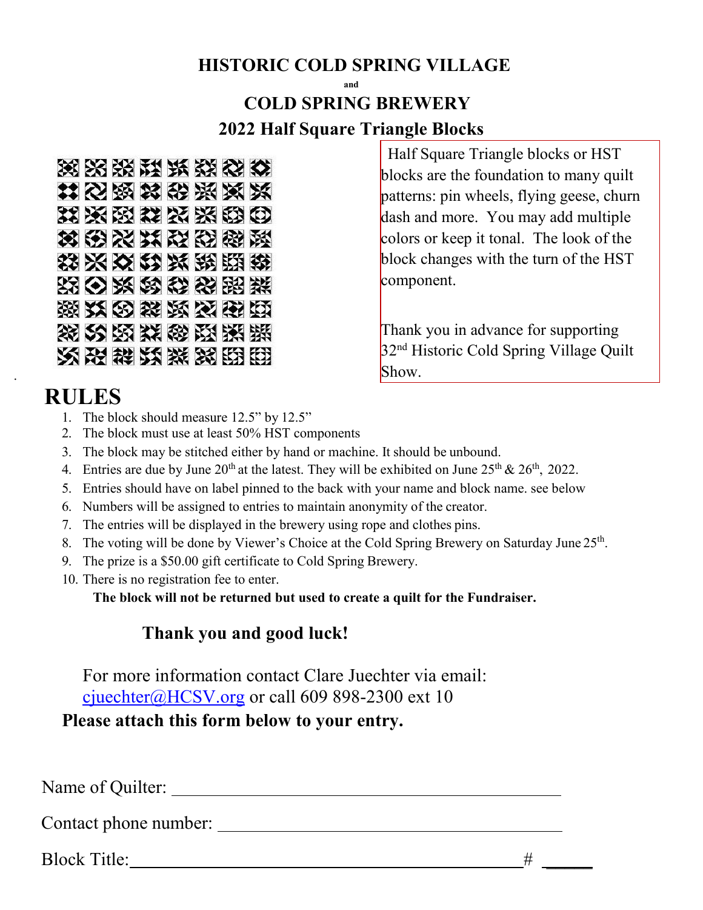# HISTORIC COLD SPRING VILLAGE

and

# COLD SPRING BREWERY

## 2022 Half Square Triangle Blocks

Half Square Triangle blocks or HST blocks are the foundation to many quilt patterns: pin wheels, flying geese, churn dash and more. You may add multiple colors or keep it tonal. The look of the block changes with the turn of the HST component.

Thank you in advance for supporting 32nd Historic Cold Spring Village Quilt Show.

## RULES

1. The block should measure 12.5" by 12.5"
2. The block must use at least 50% HST components
3. The block may be stitched either by hand or machine. It should be unbound.
4. Entries are due by June 20th at the latest. They will be exhibited on June 25th & 26th, 2022.
5. Entries should have on label pinned to the back with your name and block name. see below
6. Numbers will be assigned to entries to maintain anonymity of the creator.
7. The entries will be displayed in the brewery using rope and clothes pins.
8. The voting will be done by Viewer's Choice at the Cold Spring Brewery on Saturday June 25th.
9. The prize is a $50.00 gift certificate to Cold Spring Brewery.
10. There is no registration fee to enter.

**The block will not be returned but used to create a quilt for the Fundraiser.**

**Thank you and good luck!**

For more information contact Clare Juechter via email: cjuechter@HCSV.org or call 609 898-2300 ext 10

**Please attach this form below to your entry.**

Name of Quilter: ______________________________

Contact phone number: ______________________________

Block Title: ______________________________ # _____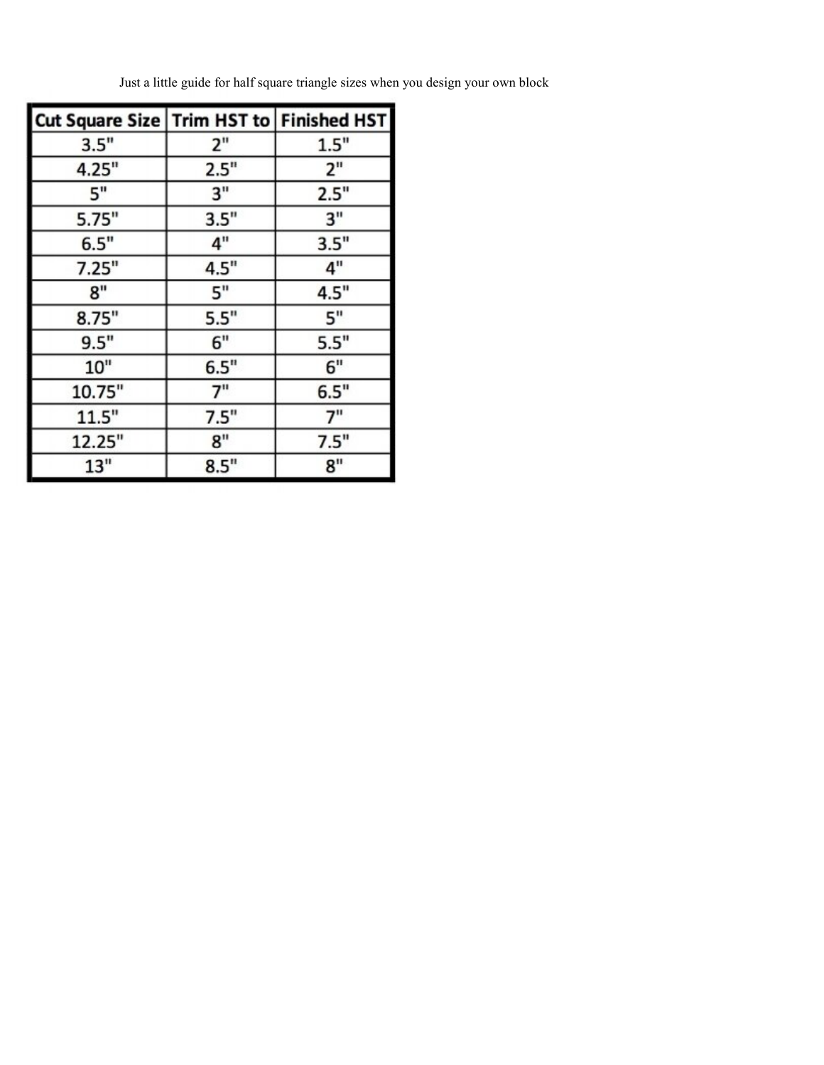Just a little guide for half square triangle sizes when you design your own block

| Cut Square Size | Trim HST to | Finished HST |
|---|---|---|
| 3.5" | 2" | 1.5" |
| 4.25" | 2.5" | 2" |
| 5" | 3" | 2.5" |
| 5.75" | 3.5" | 3" |
| 6.5" | 4" | 3.5" |
| 7.25" | 4.5" | 4" |
| 8" | 5" | 4.5" |
| 8.75" | 5.5" | 5" |
| 9.5" | 6" | 5.5" |
| 10" | 6.5" | 6" |
| 10.75" | 7" | 6.5" |
| 11.5" | 7.5" | 7" |
| 12.25" | 8" | 7.5" |
| 13" | 8.5" | 8" |